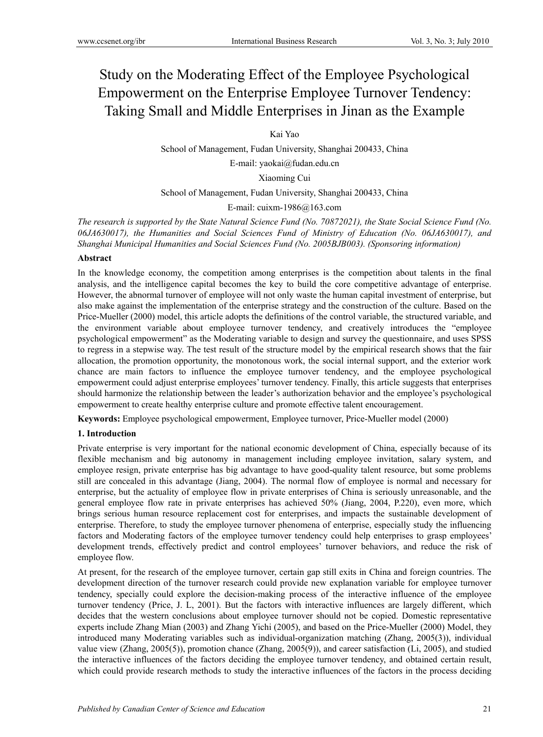# Study on the Moderating Effect of the Employee Psychological Empowerment on the Enterprise Employee Turnover Tendency: Taking Small and Middle Enterprises in Jinan as the Example

Kai Yao

School of Management, Fudan University, Shanghai 200433, China

E-mail: yaokai@fudan.edu.cn

Xiaoming Cui

School of Management, Fudan University, Shanghai 200433, China

E-mail: cuixm-1986@163.com

*The research is supported by the State Natural Science Fund (No. 70872021), the State Social Science Fund (No. 06JA630017), the Humanities and Social Sciences Fund of Ministry of Education (No. 06JA630017), and Shanghai Municipal Humanities and Social Sciences Fund (No. 2005BJB003). (Sponsoring information)*

**Abstract**

In the knowledge economy, the competition among enterprises is the competition about talents in the final analysis, and the intelligence capital becomes the key to build the core competitive advantage of enterprise. However, the abnormal turnover of employee will not only waste the human capital investment of enterprise, but also make against the implementation of the enterprise strategy and the construction of the culture. Based on the Price-Mueller (2000) model, this article adopts the definitions of the control variable, the structured variable, and the environment variable about employee turnover tendency, and creatively introduces the "employee psychological empowerment" as the Moderating variable to design and survey the questionnaire, and uses SPSS to regress in a stepwise way. The test result of the structure model by the empirical research shows that the fair allocation, the promotion opportunity, the monotonous work, the social internal support, and the exterior work chance are main factors to influence the employee turnover tendency, and the employee psychological empowerment could adjust enterprise employees' turnover tendency. Finally, this article suggests that enterprises should harmonize the relationship between the leader's authorization behavior and the employee's psychological empowerment to create healthy enterprise culture and promote effective talent encouragement.

**Keywords:** Employee psychological empowerment, Employee turnover, Price-Mueller model (2000)

## 1. Introduction

Private enterprise is very important for the national economic development of China, especially because of its flexible mechanism and big autonomy in management including employee invitation, salary system, and employee resign, private enterprise has big advantage to have good-quality talent resource, but some problems still are concealed in this advantage (Jiang, 2004). The normal flow of employee is normal and necessary for enterprise, but the actuality of employee flow in private enterprises of China is seriously unreasonable, and the general employee flow rate in private enterprises has achieved 50% (Jiang, 2004, P.220), even more, which brings serious human resource replacement cost for enterprises, and impacts the sustainable development of enterprise. Therefore, to study the employee turnover phenomena of enterprise, especially study the influencing factors and Moderating factors of the employee turnover tendency could help enterprises to grasp employees' development trends, effectively predict and control employees' turnover behaviors, and reduce the risk of employee flow.

At present, for the research of the employee turnover, certain gap still exits in China and foreign countries. The development direction of the turnover research could provide new explanation variable for employee turnover tendency, specially could explore the decision-making process of the interactive influence of the employee turnover tendency (Price, J. L, 2001). But the factors with interactive influences are largely different, which decides that the western conclusions about employee turnover should not be copied. Domestic representative experts include Zhang Mian (2003) and Zhang Yichi (2005), and based on the Price-Mueller (2000) Model, they introduced many Moderating variables such as individual-organization matching (Zhang, 2005(3)), individual value view (Zhang, 2005(5)), promotion chance (Zhang, 2005(9)), and career satisfaction (Li, 2005), and studied the interactive influences of the factors deciding the employee turnover tendency, and obtained certain result, which could provide research methods to study the interactive influences of the factors in the process deciding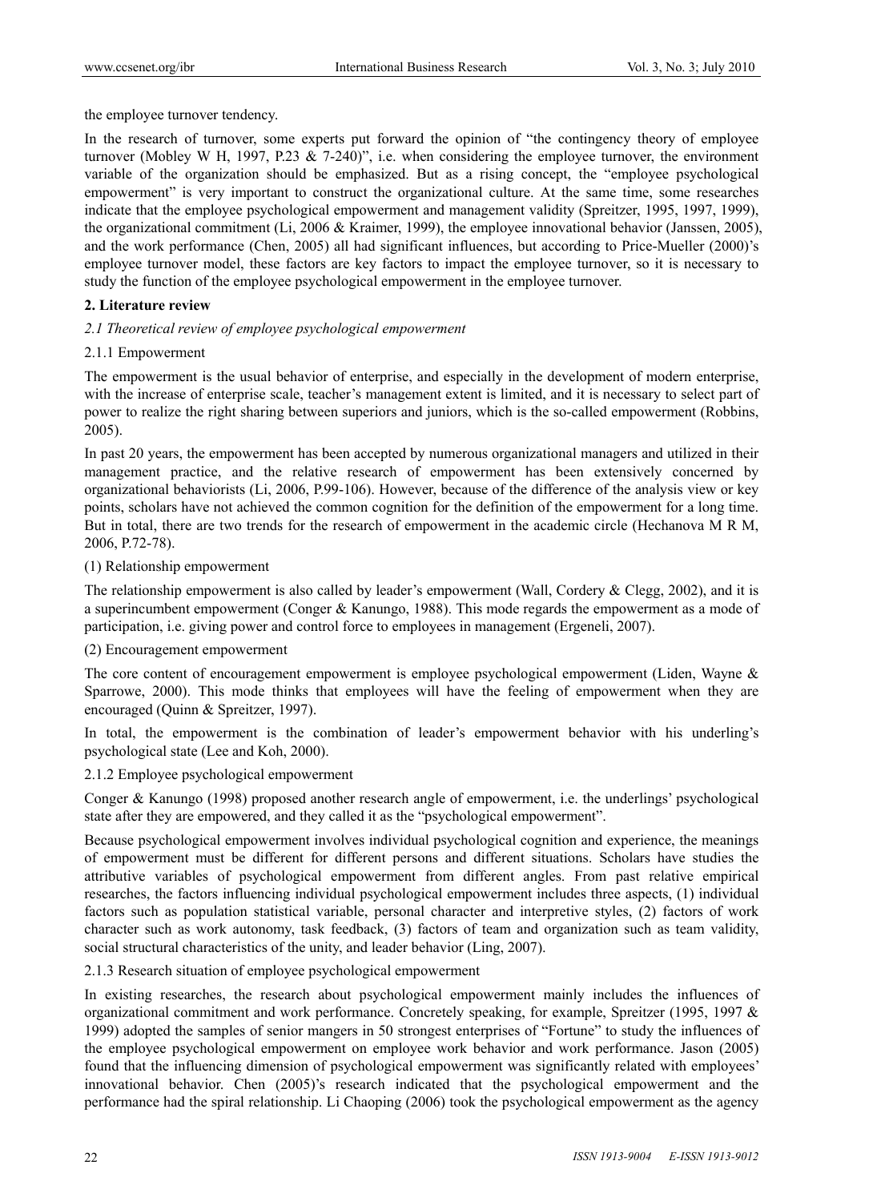the employee turnover tendency.

In the research of turnover, some experts put forward the opinion of "the contingency theory of employee turnover (Mobley W H, 1997, P.23 & 7-240)", i.e. when considering the employee turnover, the environment variable of the organization should be emphasized. But as a rising concept, the "employee psychological empowerment" is very important to construct the organizational culture. At the same time, some researches indicate that the employee psychological empowerment and management validity (Spreitzer, 1995, 1997, 1999), the organizational commitment (Li, 2006 & Kraimer, 1999), the employee innovational behavior (Janssen, 2005), and the work performance (Chen, 2005) all had significant influences, but according to Price-Mueller (2000)'s employee turnover model, these factors are key factors to impact the employee turnover, so it is necessary to study the function of the employee psychological empowerment in the employee turnover.

## 2. Literature review

### *2.1 Theoretical review of employee psychological empowerment*

#### 2.1.1 Empowerment

The empowerment is the usual behavior of enterprise, and especially in the development of modern enterprise, with the increase of enterprise scale, teacher's management extent is limited, and it is necessary to select part of power to realize the right sharing between superiors and juniors, which is the so-called empowerment (Robbins, 2005).

In past 20 years, the empowerment has been accepted by numerous organizational managers and utilized in their management practice, and the relative research of empowerment has been extensively concerned by organizational behaviorists (Li, 2006, P.99-106). However, because of the difference of the analysis view or key points, scholars have not achieved the common cognition for the definition of the empowerment for a long time. But in total, there are two trends for the research of empowerment in the academic circle (Hechanova M R M, 2006, P.72-78).

(1) Relationship empowerment

The relationship empowerment is also called by leader's empowerment (Wall, Cordery & Clegg, 2002), and it is a superincumbent empowerment (Conger & Kanungo, 1988). This mode regards the empowerment as a mode of participation, i.e. giving power and control force to employees in management (Ergeneli, 2007).

(2) Encouragement empowerment

The core content of encouragement empowerment is employee psychological empowerment (Liden, Wayne & Sparrowe, 2000). This mode thinks that employees will have the feeling of empowerment when they are encouraged (Quinn & Spreitzer, 1997).

In total, the empowerment is the combination of leader's empowerment behavior with his underling's psychological state (Lee and Koh, 2000).

#### 2.1.2 Employee psychological empowerment

Conger & Kanungo (1998) proposed another research angle of empowerment, i.e. the underlings' psychological state after they are empowered, and they called it as the "psychological empowerment".

Because psychological empowerment involves individual psychological cognition and experience, the meanings of empowerment must be different for different persons and different situations. Scholars have studies the attributive variables of psychological empowerment from different angles. From past relative empirical researches, the factors influencing individual psychological empowerment includes three aspects, (1) individual factors such as population statistical variable, personal character and interpretive styles, (2) factors of work character such as work autonomy, task feedback, (3) factors of team and organization such as team validity, social structural characteristics of the unity, and leader behavior (Ling, 2007).

#### 2.1.3 Research situation of employee psychological empowerment

In existing researches, the research about psychological empowerment mainly includes the influences of organizational commitment and work performance. Concretely speaking, for example, Spreitzer (1995, 1997 & 1999) adopted the samples of senior mangers in 50 strongest enterprises of "Fortune" to study the influences of the employee psychological empowerment on employee work behavior and work performance. Jason (2005) found that the influencing dimension of psychological empowerment was significantly related with employees' innovational behavior. Chen (2005)'s research indicated that the psychological empowerment and the performance had the spiral relationship. Li Chaoping (2006) took the psychological empowerment as the agency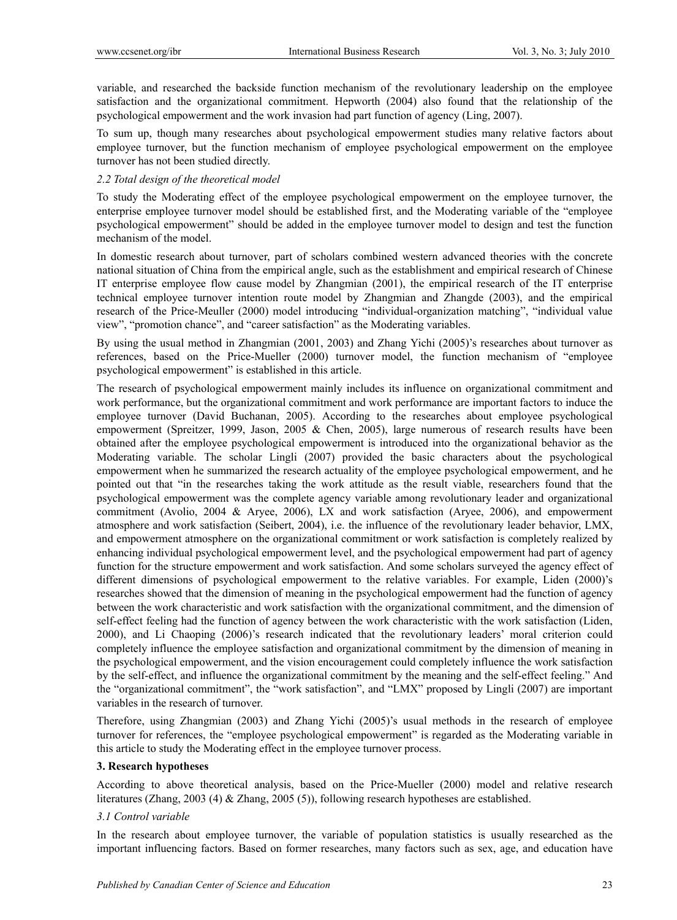variable, and researched the backside function mechanism of the revolutionary leadership on the employee satisfaction and the organizational commitment. Hepworth (2004) also found that the relationship of the psychological empowerment and the work invasion had part function of agency (Ling, 2007).

To sum up, though many researches about psychological empowerment studies many relative factors about employee turnover, but the function mechanism of employee psychological empowerment on the employee turnover has not been studied directly.

### *2.2 Total design of the theoretical model*

To study the Moderating effect of the employee psychological empowerment on the employee turnover, the enterprise employee turnover model should be established first, and the Moderating variable of the "employee psychological empowerment" should be added in the employee turnover model to design and test the function mechanism of the model.

In domestic research about turnover, part of scholars combined western advanced theories with the concrete national situation of China from the empirical angle, such as the establishment and empirical research of Chinese IT enterprise employee flow cause model by Zhangmian (2001), the empirical research of the IT enterprise technical employee turnover intention route model by Zhangmian and Zhangde (2003), and the empirical research of the Price-Meuller (2000) model introducing "individual-organization matching", "individual value view", "promotion chance", and "career satisfaction" as the Moderating variables.

By using the usual method in Zhangmian (2001, 2003) and Zhang Yichi (2005)'s researches about turnover as references, based on the Price-Mueller (2000) turnover model, the function mechanism of "employee psychological empowerment" is established in this article.

The research of psychological empowerment mainly includes its influence on organizational commitment and work performance, but the organizational commitment and work performance are important factors to induce the employee turnover (David Buchanan, 2005). According to the researches about employee psychological empowerment (Spreitzer, 1999, Jason, 2005 & Chen, 2005), large numerous of research results have been obtained after the employee psychological empowerment is introduced into the organizational behavior as the Moderating variable. The scholar Lingli (2007) provided the basic characters about the psychological empowerment when he summarized the research actuality of the employee psychological empowerment, and he pointed out that "in the researches taking the work attitude as the result viable, researchers found that the psychological empowerment was the complete agency variable among revolutionary leader and organizational commitment (Avolio, 2004 & Aryee, 2006), LX and work satisfaction (Aryee, 2006), and empowerment atmosphere and work satisfaction (Seibert, 2004), i.e. the influence of the revolutionary leader behavior, LMX, and empowerment atmosphere on the organizational commitment or work satisfaction is completely realized by enhancing individual psychological empowerment level, and the psychological empowerment had part of agency function for the structure empowerment and work satisfaction. And some scholars surveyed the agency effect of different dimensions of psychological empowerment to the relative variables. For example, Liden (2000)'s researches showed that the dimension of meaning in the psychological empowerment had the function of agency between the work characteristic and work satisfaction with the organizational commitment, and the dimension of self-effect feeling had the function of agency between the work characteristic with the work satisfaction (Liden, 2000), and Li Chaoping (2006)'s research indicated that the revolutionary leaders' moral criterion could completely influence the employee satisfaction and organizational commitment by the dimension of meaning in the psychological empowerment, and the vision encouragement could completely influence the work satisfaction by the self-effect, and influence the organizational commitment by the meaning and the self-effect feeling." And the "organizational commitment", the "work satisfaction", and "LMX" proposed by Lingli (2007) are important variables in the research of turnover.

Therefore, using Zhangmian (2003) and Zhang Yichi (2005)'s usual methods in the research of employee turnover for references, the "employee psychological empowerment" is regarded as the Moderating variable in this article to study the Moderating effect in the employee turnover process.

## **3. Research hypotheses**

According to above theoretical analysis, based on the Price-Mueller (2000) model and relative research literatures (Zhang, 2003 (4) & Zhang, 2005 (5)), following research hypotheses are established.

### *3.1 Control variable*

In the research about employee turnover, the variable of population statistics is usually researched as the important influencing factors. Based on former researches, many factors such as sex, age, and education have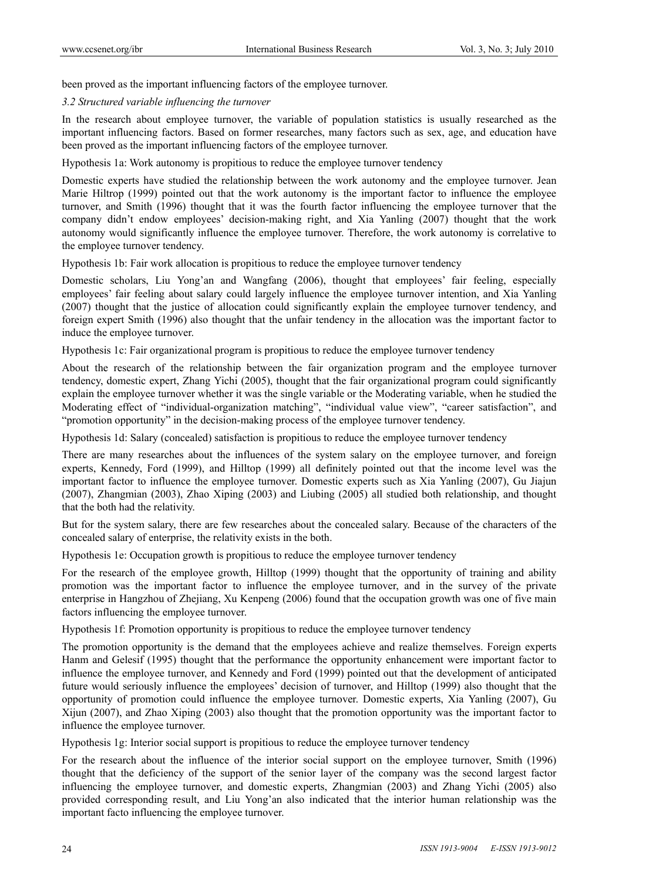been proved as the important influencing factors of the employee turnover.

*3.2 Structured variable influencing the turnover*

In the research about employee turnover, the variable of population statistics is usually researched as the important influencing factors. Based on former researches, many factors such as sex, age, and education have been proved as the important influencing factors of the employee turnover.

Hypothesis 1a: Work autonomy is propitious to reduce the employee turnover tendency

Domestic experts have studied the relationship between the work autonomy and the employee turnover. Jean Marie Hiltrop (1999) pointed out that the work autonomy is the important factor to influence the employee turnover, and Smith (1996) thought that it was the fourth factor influencing the employee turnover that the company didn't endow employees' decision-making right, and Xia Yanling (2007) thought that the work autonomy would significantly influence the employee turnover. Therefore, the work autonomy is correlative to the employee turnover tendency.

Hypothesis 1b: Fair work allocation is propitious to reduce the employee turnover tendency

Domestic scholars, Liu Yong'an and Wangfang (2006), thought that employees' fair feeling, especially employees' fair feeling about salary could largely influence the employee turnover intention, and Xia Yanling (2007) thought that the justice of allocation could significantly explain the employee turnover tendency, and foreign expert Smith (1996) also thought that the unfair tendency in the allocation was the important factor to induce the employee turnover.

Hypothesis 1c: Fair organizational program is propitious to reduce the employee turnover tendency

About the research of the relationship between the fair organization program and the employee turnover tendency, domestic expert, Zhang Yichi (2005), thought that the fair organizational program could significantly explain the employee turnover whether it was the single variable or the Moderating variable, when he studied the Moderating effect of "individual-organization matching", "individual value view", "career satisfaction", and "promotion opportunity" in the decision-making process of the employee turnover tendency.

Hypothesis 1d: Salary (concealed) satisfaction is propitious to reduce the employee turnover tendency

There are many researches about the influences of the system salary on the employee turnover, and foreign experts, Kennedy, Ford (1999), and Hilltop (1999) all definitely pointed out that the income level was the important factor to influence the employee turnover. Domestic experts such as Xia Yanling (2007), Gu Jiajun (2007), Zhangmian (2003), Zhao Xiping (2003) and Liubing (2005) all studied both relationship, and thought that the both had the relativity.

But for the system salary, there are few researches about the concealed salary. Because of the characters of the concealed salary of enterprise, the relativity exists in the both.

Hypothesis 1e: Occupation growth is propitious to reduce the employee turnover tendency

For the research of the employee growth, Hilltop (1999) thought that the opportunity of training and ability promotion was the important factor to influence the employee turnover, and in the survey of the private enterprise in Hangzhou of Zhejiang, Xu Kenpeng (2006) found that the occupation growth was one of five main factors influencing the employee turnover.

Hypothesis 1f: Promotion opportunity is propitious to reduce the employee turnover tendency

The promotion opportunity is the demand that the employees achieve and realize themselves. Foreign experts Hanm and Gelesif (1995) thought that the performance the opportunity enhancement were important factor to influence the employee turnover, and Kennedy and Ford (1999) pointed out that the development of anticipated future would seriously influence the employees' decision of turnover, and Hilltop (1999) also thought that the opportunity of promotion could influence the employee turnover. Domestic experts, Xia Yanling (2007), Gu Xijun (2007), and Zhao Xiping (2003) also thought that the promotion opportunity was the important factor to influence the employee turnover.

Hypothesis 1g: Interior social support is propitious to reduce the employee turnover tendency

For the research about the influence of the interior social support on the employee turnover, Smith (1996) thought that the deficiency of the support of the senior layer of the company was the second largest factor influencing the employee turnover, and domestic experts, Zhangmian (2003) and Zhang Yichi (2005) also provided corresponding result, and Liu Yong'an also indicated that the interior human relationship was the important facto influencing the employee turnover.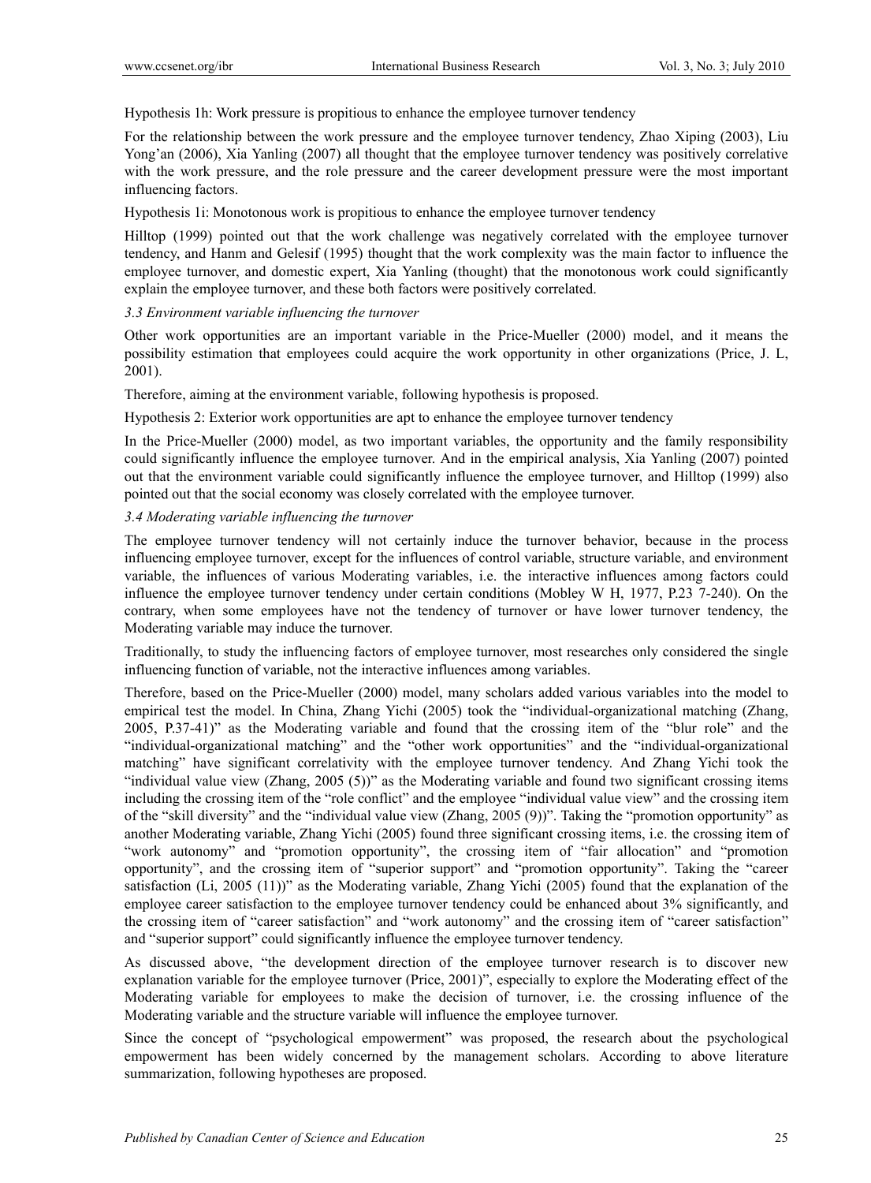Hypothesis 1h: Work pressure is propitious to enhance the employee turnover tendency

For the relationship between the work pressure and the employee turnover tendency, Zhao Xiping (2003), Liu Yong'an (2006), Xia Yanling (2007) all thought that the employee turnover tendency was positively correlative with the work pressure, and the role pressure and the career development pressure were the most important influencing factors.

Hypothesis 1i: Monotonous work is propitious to enhance the employee turnover tendency

Hilltop (1999) pointed out that the work challenge was negatively correlated with the employee turnover tendency, and Hanm and Gelesif (1995) thought that the work complexity was the main factor to influence the employee turnover, and domestic expert, Xia Yanling (thought) that the monotonous work could significantly explain the employee turnover, and these both factors were positively correlated.

### *3.3 Environment variable influencing the turnover*

Other work opportunities are an important variable in the Price-Mueller (2000) model, and it means the possibility estimation that employees could acquire the work opportunity in other organizations (Price, J. L, 2001).

Therefore, aiming at the environment variable, following hypothesis is proposed.

Hypothesis 2: Exterior work opportunities are apt to enhance the employee turnover tendency

In the Price-Mueller (2000) model, as two important variables, the opportunity and the family responsibility could significantly influence the employee turnover. And in the empirical analysis, Xia Yanling (2007) pointed out that the environment variable could significantly influence the employee turnover, and Hilltop (1999) also pointed out that the social economy was closely correlated with the employee turnover.

### *3.4 Moderating variable influencing the turnover*

The employee turnover tendency will not certainly induce the turnover behavior, because in the process influencing employee turnover, except for the influences of control variable, structure variable, and environment variable, the influences of various Moderating variables, i.e. the interactive influences among factors could influence the employee turnover tendency under certain conditions (Mobley W H, 1977, P.23 7-240). On the contrary, when some employees have not the tendency of turnover or have lower turnover tendency, the Moderating variable may induce the turnover.

Traditionally, to study the influencing factors of employee turnover, most researches only considered the single influencing function of variable, not the interactive influences among variables.

Therefore, based on the Price-Mueller (2000) model, many scholars added various variables into the model to empirical test the model. In China, Zhang Yichi (2005) took the "individual-organizational matching (Zhang, 2005, P.37-41)" as the Moderating variable and found that the crossing item of the "blur role" and the "individual-organizational matching" and the "other work opportunities" and the "individual-organizational matching" have significant correlativity with the employee turnover tendency. And Zhang Yichi took the "individual value view (Zhang, 2005 (5))" as the Moderating variable and found two significant crossing items including the crossing item of the "role conflict" and the employee "individual value view" and the crossing item of the "skill diversity" and the "individual value view (Zhang, 2005 (9))". Taking the "promotion opportunity" as another Moderating variable, Zhang Yichi (2005) found three significant crossing items, i.e. the crossing item of "work autonomy" and "promotion opportunity", the crossing item of "fair allocation" and "promotion opportunity", and the crossing item of "superior support" and "promotion opportunity". Taking the "career satisfaction (Li, 2005 (11))" as the Moderating variable, Zhang Yichi (2005) found that the explanation of the employee career satisfaction to the employee turnover tendency could be enhanced about 3% significantly, and the crossing item of "career satisfaction" and "work autonomy" and the crossing item of "career satisfaction" and "superior support" could significantly influence the employee turnover tendency.

As discussed above, "the development direction of the employee turnover research is to discover new explanation variable for the employee turnover (Price, 2001)", especially to explore the Moderating effect of the Moderating variable for employees to make the decision of turnover, i.e. the crossing influence of the Moderating variable and the structure variable will influence the employee turnover.

Since the concept of "psychological empowerment" was proposed, the research about the psychological empowerment has been widely concerned by the management scholars. According to above literature summarization, following hypotheses are proposed.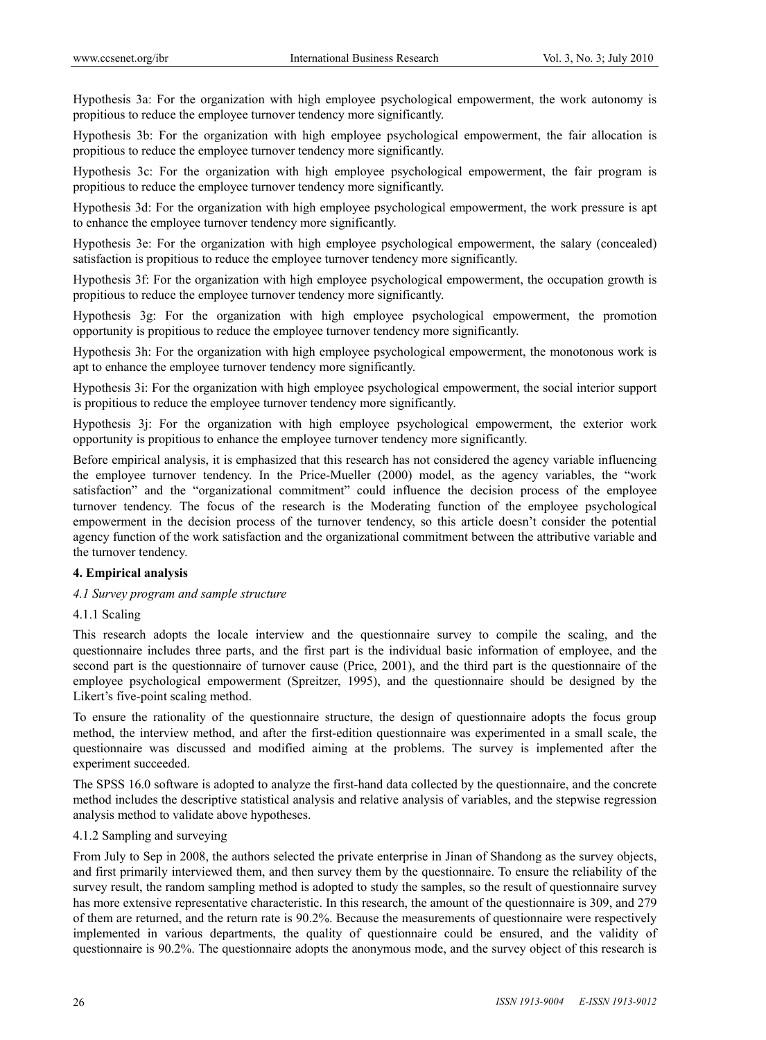Hypothesis 3a: For the organization with high employee psychological empowerment, the work autonomy is propitious to reduce the employee turnover tendency more significantly.

Hypothesis 3b: For the organization with high employee psychological empowerment, the fair allocation is propitious to reduce the employee turnover tendency more significantly.

Hypothesis 3c: For the organization with high employee psychological empowerment, the fair program is propitious to reduce the employee turnover tendency more significantly.

Hypothesis 3d: For the organization with high employee psychological empowerment, the work pressure is apt to enhance the employee turnover tendency more significantly.

Hypothesis 3e: For the organization with high employee psychological empowerment, the salary (concealed) satisfaction is propitious to reduce the employee turnover tendency more significantly.

Hypothesis 3f: For the organization with high employee psychological empowerment, the occupation growth is propitious to reduce the employee turnover tendency more significantly.

Hypothesis 3g: For the organization with high employee psychological empowerment, the promotion opportunity is propitious to reduce the employee turnover tendency more significantly.

Hypothesis 3h: For the organization with high employee psychological empowerment, the monotonous work is apt to enhance the employee turnover tendency more significantly.

Hypothesis 3i: For the organization with high employee psychological empowerment, the social interior support is propitious to reduce the employee turnover tendency more significantly.

Hypothesis 3j: For the organization with high employee psychological empowerment, the exterior work opportunity is propitious to enhance the employee turnover tendency more significantly.

Before empirical analysis, it is emphasized that this research has not considered the agency variable influencing the employee turnover tendency. In the Price-Mueller (2000) model, as the agency variables, the "work satisfaction" and the "organizational commitment" could influence the decision process of the employee turnover tendency. The focus of the research is the Moderating function of the employee psychological empowerment in the decision process of the turnover tendency, so this article doesn't consider the potential agency function of the work satisfaction and the organizational commitment between the attributive variable and the turnover tendency.

## 4. Empirical analysis

### *4.1 Survey program and sample structure*

#### 4.1.1 Scaling

This research adopts the locale interview and the questionnaire survey to compile the scaling, and the questionnaire includes three parts, and the first part is the individual basic information of employee, and the second part is the questionnaire of turnover cause (Price, 2001), and the third part is the questionnaire of the employee psychological empowerment (Spreitzer, 1995), and the questionnaire should be designed by the Likert's five-point scaling method.

To ensure the rationality of the questionnaire structure, the design of questionnaire adopts the focus group method, the interview method, and after the first-edition questionnaire was experimented in a small scale, the questionnaire was discussed and modified aiming at the problems. The survey is implemented after the experiment succeeded.

The SPSS 16.0 software is adopted to analyze the first-hand data collected by the questionnaire, and the concrete method includes the descriptive statistical analysis and relative analysis of variables, and the stepwise regression analysis method to validate above hypotheses.

#### 4.1.2 Sampling and surveying

From July to Sep in 2008, the authors selected the private enterprise in Jinan of Shandong as the survey objects, and first primarily interviewed them, and then survey them by the questionnaire. To ensure the reliability of the survey result, the random sampling method is adopted to study the samples, so the result of questionnaire survey has more extensive representative characteristic. In this research, the amount of the questionnaire is 309, and 279 of them are returned, and the return rate is 90.2%. Because the measurements of questionnaire were respectively implemented in various departments, the quality of questionnaire could be ensured, and the validity of questionnaire is 90.2%. The questionnaire adopts the anonymous mode, and the survey object of this research is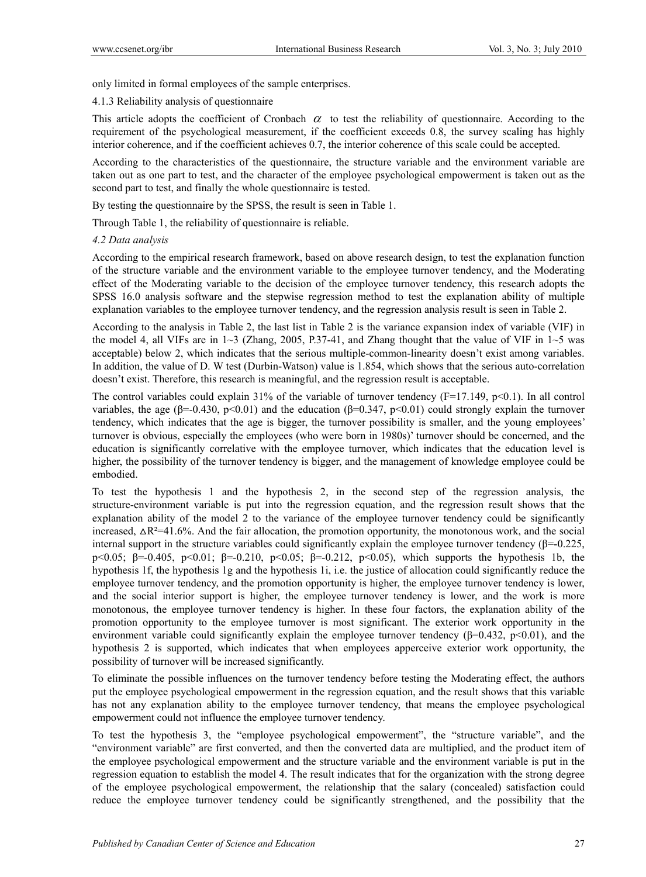only limited in formal employees of the sample enterprises.

4.1.3 Reliability analysis of questionnaire

This article adopts the coefficient of Cronbach $\alpha$ to test the reliability of questionnaire. According to the requirement of the psychological measurement, if the coefficient exceeds 0.8, the survey scaling has highly interior coherence, and if the coefficient achieves 0.7, the interior coherence of this scale could be accepted.

According to the characteristics of the questionnaire, the structure variable and the environment variable are taken out as one part to test, and the character of the employee psychological empowerment is taken out as the second part to test, and finally the whole questionnaire is tested.

By testing the questionnaire by the SPSS, the result is seen in Table 1.

Through Table 1, the reliability of questionnaire is reliable.

*4.2 Data analysis*

According to the empirical research framework, based on above research design, to test the explanation function of the structure variable and the environment variable to the employee turnover tendency, and the Moderating effect of the Moderating variable to the decision of the employee turnover tendency, this research adopts the SPSS 16.0 analysis software and the stepwise regression method to test the explanation ability of multiple explanation variables to the employee turnover tendency, and the regression analysis result is seen in Table 2.

According to the analysis in Table 2, the last list in Table 2 is the variance expansion index of variable (VIF) in the model 4, all VIFs are in 1~3 (Zhang, 2005, P.37-41, and Zhang thought that the value of VIF in 1~5 was acceptable) below 2, which indicates that the serious multiple-common-linearity doesn't exist among variables. In addition, the value of D. W test (Durbin-Watson) value is 1.854, which shows that the serious auto-correlation doesn't exist. Therefore, this research is meaningful, and the regression result is acceptable.

The control variables could explain 31% of the variable of turnover tendency ($F=17.149$, $p<0.1$). In all control variables, the age ($\beta=-0.430$, $p<0.01$) and the education ($\beta=0.347$, $p<0.01$) could strongly explain the turnover tendency, which indicates that the age is bigger, the turnover possibility is smaller, and the young employees' turnover is obvious, especially the employees (who were born in 1980s)' turnover should be concerned, and the education is significantly correlative with the employee turnover, which indicates that the education level is higher, the possibility of the turnover tendency is bigger, and the management of knowledge employee could be embodied.

To test the hypothesis 1 and the hypothesis 2, in the second step of the regression analysis, the structure-environment variable is put into the regression equation, and the regression result shows that the explanation ability of the model 2 to the variance of the employee turnover tendency could be significantly increased, $\Delta R^2=41.6\%$. And the fair allocation, the promotion opportunity, the monotonous work, and the social internal support in the structure variables could significantly explain the employee turnover tendency ($\beta=-0.225$, $p<0.05$; $\beta=-0.405$, $p<0.01$; $\beta=-0.210$, $p<0.05$; $\beta=-0.212$, $p<0.05$), which supports the hypothesis 1b, the hypothesis 1f, the hypothesis 1g and the hypothesis 1i, i.e. the justice of allocation could significantly reduce the employee turnover tendency, and the promotion opportunity is higher, the employee turnover tendency is lower, and the social interior support is higher, the employee turnover tendency is lower, and the work is more monotonous, the employee turnover tendency is higher. In these four factors, the explanation ability of the promotion opportunity to the employee turnover is most significant. The exterior work opportunity in the environment variable could significantly explain the employee turnover tendency ($\beta=0.432$, $p<0.01$), and the hypothesis 2 is supported, which indicates that when employees apperceive exterior work opportunity, the possibility of turnover will be increased significantly.

To eliminate the possible influences on the turnover tendency before testing the Moderating effect, the authors put the employee psychological empowerment in the regression equation, and the result shows that this variable has not any explanation ability to the employee turnover tendency, that means the employee psychological empowerment could not influence the employee turnover tendency.

To test the hypothesis 3, the "employee psychological empowerment", the "structure variable", and the "environment variable" are first converted, and then the converted data are multiplied, and the product item of the employee psychological empowerment and the structure variable and the environment variable is put in the regression equation to establish the model 4. The result indicates that for the organization with the strong degree of the employee psychological empowerment, the relationship that the salary (concealed) satisfaction could reduce the employee turnover tendency could be significantly strengthened, and the possibility that the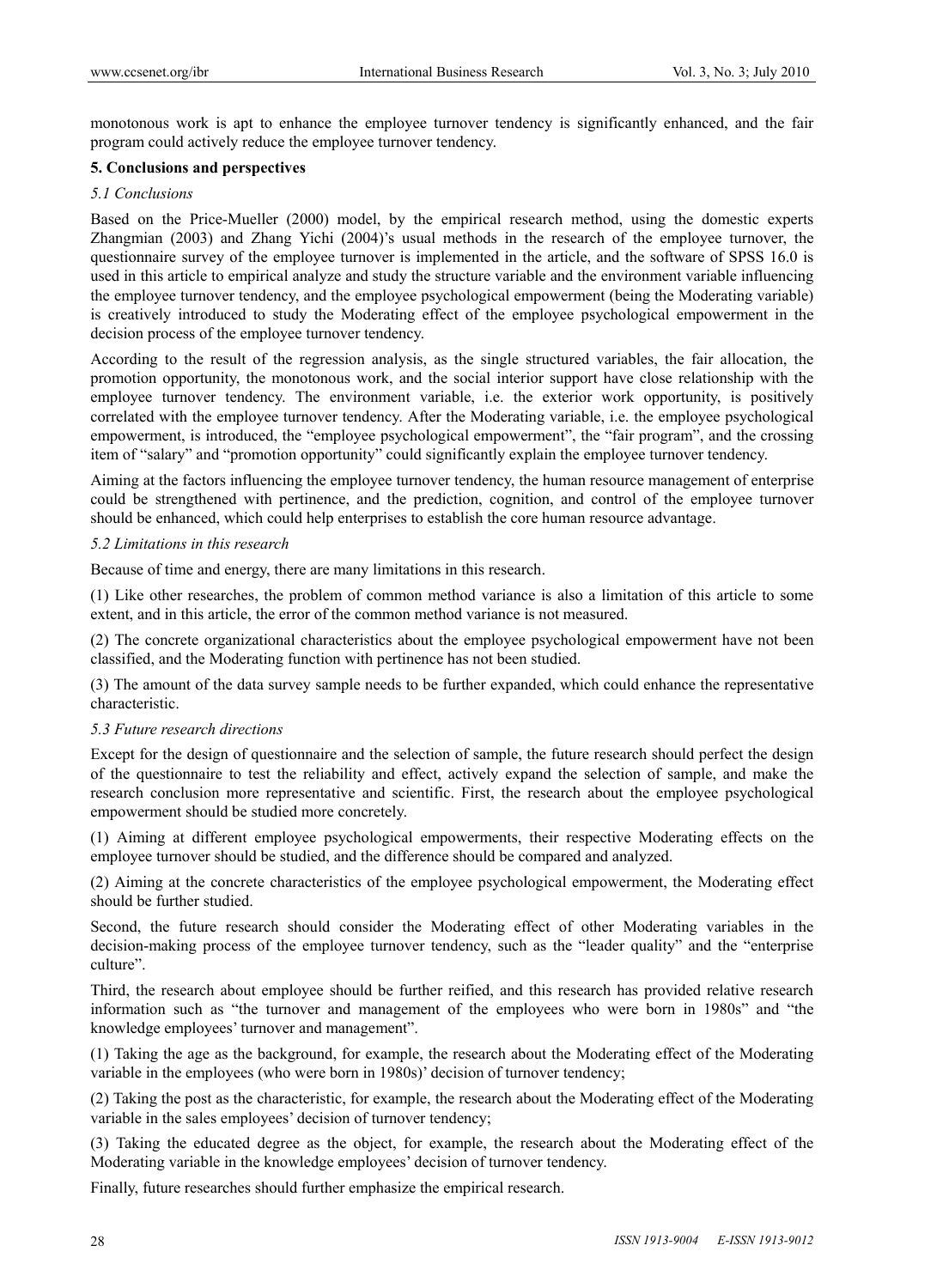monotonous work is apt to enhance the employee turnover tendency is significantly enhanced, and the fair program could actively reduce the employee turnover tendency.

## 5. Conclusions and perspectives

### *5.1 Conclusions*

Based on the Price-Mueller (2000) model, by the empirical research method, using the domestic experts Zhangmian (2003) and Zhang Yichi (2004)'s usual methods in the research of the employee turnover, the questionnaire survey of the employee turnover is implemented in the article, and the software of SPSS 16.0 is used in this article to empirical analyze and study the structure variable and the environment variable influencing the employee turnover tendency, and the employee psychological empowerment (being the Moderating variable) is creatively introduced to study the Moderating effect of the employee psychological empowerment in the decision process of the employee turnover tendency.

According to the result of the regression analysis, as the single structured variables, the fair allocation, the promotion opportunity, the monotonous work, and the social interior support have close relationship with the employee turnover tendency. The environment variable, i.e. the exterior work opportunity, is positively correlated with the employee turnover tendency. After the Moderating variable, i.e. the employee psychological empowerment, is introduced, the "employee psychological empowerment", the "fair program", and the crossing item of "salary" and "promotion opportunity" could significantly explain the employee turnover tendency.

Aiming at the factors influencing the employee turnover tendency, the human resource management of enterprise could be strengthened with pertinence, and the prediction, cognition, and control of the employee turnover should be enhanced, which could help enterprises to establish the core human resource advantage.

### *5.2 Limitations in this research*

Because of time and energy, there are many limitations in this research.

(1) Like other researches, the problem of common method variance is also a limitation of this article to some extent, and in this article, the error of the common method variance is not measured.

(2) The concrete organizational characteristics about the employee psychological empowerment have not been classified, and the Moderating function with pertinence has not been studied.

(3) The amount of the data survey sample needs to be further expanded, which could enhance the representative characteristic.

### *5.3 Future research directions*

Except for the design of questionnaire and the selection of sample, the future research should perfect the design of the questionnaire to test the reliability and effect, actively expand the selection of sample, and make the research conclusion more representative and scientific. First, the research about the employee psychological empowerment should be studied more concretely.

(1) Aiming at different employee psychological empowerments, their respective Moderating effects on the employee turnover should be studied, and the difference should be compared and analyzed.

(2) Aiming at the concrete characteristics of the employee psychological empowerment, the Moderating effect should be further studied.

Second, the future research should consider the Moderating effect of other Moderating variables in the decision-making process of the employee turnover tendency, such as the "leader quality" and the "enterprise culture".

Third, the research about employee should be further reified, and this research has provided relative research information such as "the turnover and management of the employees who were born in 1980s" and "the knowledge employees' turnover and management".

(1) Taking the age as the background, for example, the research about the Moderating effect of the Moderating variable in the employees (who were born in 1980s)' decision of turnover tendency;

(2) Taking the post as the characteristic, for example, the research about the Moderating effect of the Moderating variable in the sales employees' decision of turnover tendency;

(3) Taking the educated degree as the object, for example, the research about the Moderating effect of the Moderating variable in the knowledge employees' decision of turnover tendency.

Finally, future researches should further emphasize the empirical research.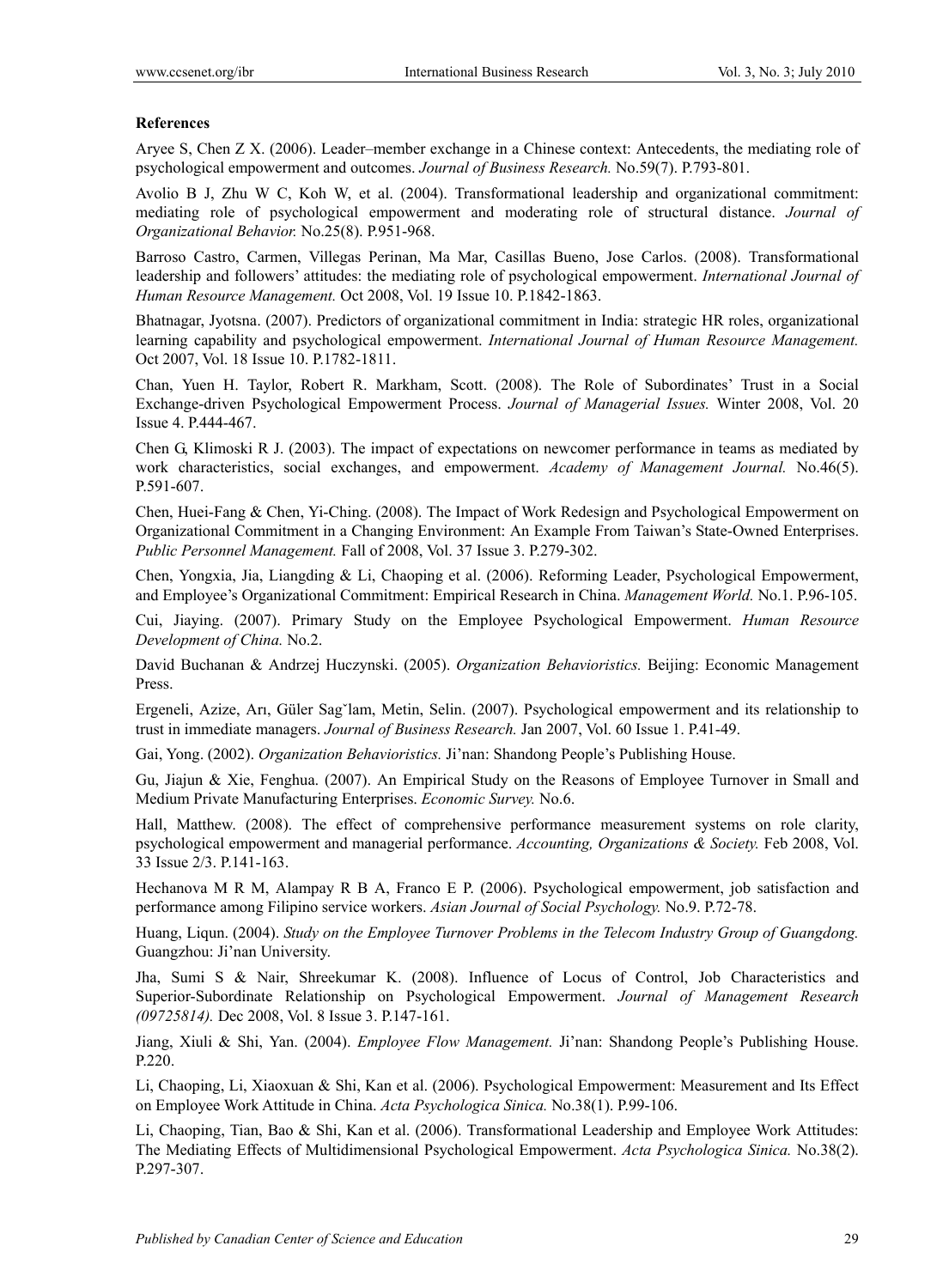**References**

Aryee S, Chen Z X. (2006). Leader–member exchange in a Chinese context: Antecedents, the mediating role of psychological empowerment and outcomes. *Journal of Business Research.* No.59(7). P.793-801.

Avolio B J, Zhu W C, Koh W, et al. (2004). Transformational leadership and organizational commitment: mediating role of psychological empowerment and moderating role of structural distance. *Journal of Organizational Behavior.* No.25(8). P.951-968.

Barroso Castro, Carmen, Villegas Perinan, Ma Mar, Casillas Bueno, Jose Carlos. (2008). Transformational leadership and followers' attitudes: the mediating role of psychological empowerment. *International Journal of Human Resource Management.* Oct 2008, Vol. 19 Issue 10. P.1842-1863.

Bhatnagar, Jyotsna. (2007). Predictors of organizational commitment in India: strategic HR roles, organizational learning capability and psychological empowerment. *International Journal of Human Resource Management.* Oct 2007, Vol. 18 Issue 10. P.1782-1811.

Chan, Yuen H. Taylor, Robert R. Markham, Scott. (2008). The Role of Subordinates' Trust in a Social Exchange-driven Psychological Empowerment Process. *Journal of Managerial Issues.* Winter 2008, Vol. 20 Issue 4. P.444-467.

Chen G, Klimoski R J. (2003). The impact of expectations on newcomer performance in teams as mediated by work characteristics, social exchanges, and empowerment. *Academy of Management Journal.* No.46(5). P.591-607.

Chen, Huei-Fang & Chen, Yi-Ching. (2008). The Impact of Work Redesign and Psychological Empowerment on Organizational Commitment in a Changing Environment: An Example From Taiwan's State-Owned Enterprises. *Public Personnel Management.* Fall of 2008, Vol. 37 Issue 3. P.279-302.

Chen, Yongxia, Jia, Liangding & Li, Chaoping et al. (2006). Reforming Leader, Psychological Empowerment, and Employee's Organizational Commitment: Empirical Research in China. *Management World.* No.1. P.96-105.

Cui, Jiaying. (2007). Primary Study on the Employee Psychological Empowerment. *Human Resource Development of China.* No.2.

David Buchanan & Andrzej Huczynski. (2005). *Organization Behavioristics.* Beijing: Economic Management Press.

Ergeneli, Azize, Arı, Güler Sag˘lam, Metin, Selin. (2007). Psychological empowerment and its relationship to trust in immediate managers. *Journal of Business Research.* Jan 2007, Vol. 60 Issue 1. P.41-49.

Gai, Yong. (2002). *Organization Behavioristics.* Ji'nan: Shandong People's Publishing House.

Gu, Jiajun & Xie, Fenghua. (2007). An Empirical Study on the Reasons of Employee Turnover in Small and Medium Private Manufacturing Enterprises. *Economic Survey.* No.6.

Hall, Matthew. (2008). The effect of comprehensive performance measurement systems on role clarity, psychological empowerment and managerial performance. *Accounting, Organizations & Society.* Feb 2008, Vol. 33 Issue 2/3. P.141-163.

Hechanova M R M, Alampay R B A, Franco E P. (2006). Psychological empowerment, job satisfaction and performance among Filipino service workers. *Asian Journal of Social Psychology.* No.9. P.72-78.

Huang, Liqun. (2004). *Study on the Employee Turnover Problems in the Telecom Industry Group of Guangdong.* Guangzhou: Ji'nan University.

Jha, Sumi S & Nair, Shreekumar K. (2008). Influence of Locus of Control, Job Characteristics and Superior-Subordinate Relationship on Psychological Empowerment. *Journal of Management Research (09725814).* Dec 2008, Vol. 8 Issue 3. P.147-161.

Jiang, Xiuli & Shi, Yan. (2004). *Employee Flow Management.* Ji'nan: Shandong People's Publishing House. P.220.

Li, Chaoping, Li, Xiaoxuan & Shi, Kan et al. (2006). Psychological Empowerment: Measurement and Its Effect on Employee Work Attitude in China. *Acta Psychologica Sinica.* No.38(1). P.99-106.

Li, Chaoping, Tian, Bao & Shi, Kan et al. (2006). Transformational Leadership and Employee Work Attitudes: The Mediating Effects of Multidimensional Psychological Empowerment. *Acta Psychologica Sinica.* No.38(2). P.297-307.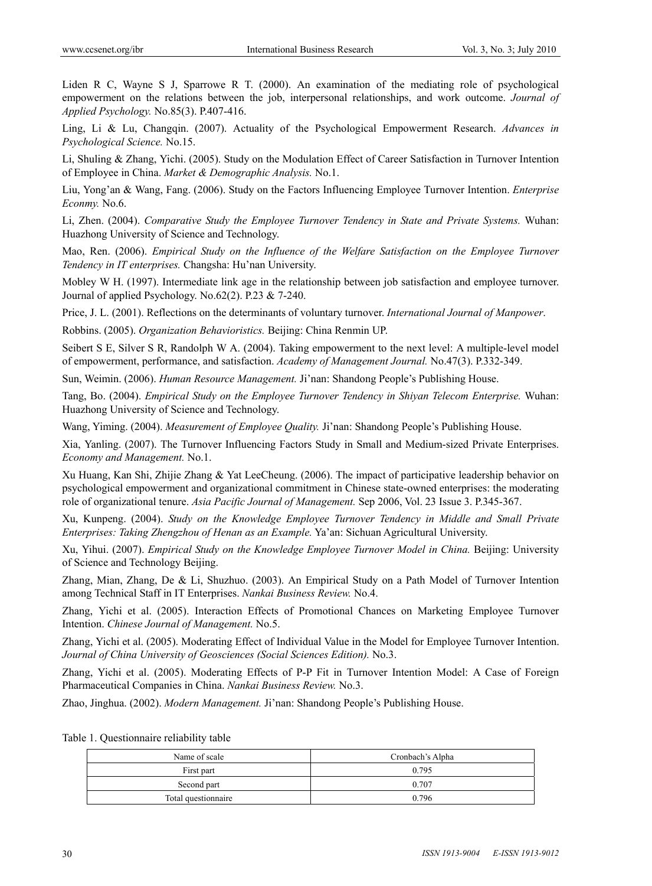Liden R C, Wayne S J, Sparrowe R T. (2000). An examination of the mediating role of psychological empowerment on the relations between the job, interpersonal relationships, and work outcome. *Journal of Applied Psychology.* No.85(3). P.407-416.

Ling, Li & Lu, Changqin. (2007). Actuality of the Psychological Empowerment Research. *Advances in Psychological Science.* No.15.

Li, Shuling & Zhang, Yichi. (2005). Study on the Modulation Effect of Career Satisfaction in Turnover Intention of Employee in China. *Market & Demographic Analysis.* No.1.

Liu, Yong'an & Wang, Fang. (2006). Study on the Factors Influencing Employee Turnover Intention. *Enterprise Econmy.* No.6.

Li, Zhen. (2004). *Comparative Study the Employee Turnover Tendency in State and Private Systems.* Wuhan: Huazhong University of Science and Technology.

Mao, Ren. (2006). *Empirical Study on the Influence of the Welfare Satisfaction on the Employee Turnover Tendency in IT enterprises.* Changsha: Hu'nan University.

Mobley W H. (1997). Intermediate link age in the relationship between job satisfaction and employee turnover. Journal of applied Psychology. No.62(2). P.23 & 7-240.

Price, J. L. (2001). Reflections on the determinants of voluntary turnover. *International Journal of Manpower*.

Robbins. (2005). *Organization Behavioristics.* Beijing: China Renmin UP.

Seibert S E, Silver S R, Randolph W A. (2004). Taking empowerment to the next level: A multiple-level model of empowerment, performance, and satisfaction. *Academy of Management Journal.* No.47(3). P.332-349.

Sun, Weimin. (2006). *Human Resource Management.* Ji'nan: Shandong People's Publishing House.

Tang, Bo. (2004). *Empirical Study on the Employee Turnover Tendency in Shiyan Telecom Enterprise.* Wuhan: Huazhong University of Science and Technology.

Wang, Yiming. (2004). *Measurement of Employee Quality.* Ji'nan: Shandong People's Publishing House.

Xia, Yanling. (2007). The Turnover Influencing Factors Study in Small and Medium-sized Private Enterprises. *Economy and Management.* No.1.

Xu Huang, Kan Shi, Zhijie Zhang & Yat LeeCheung. (2006). The impact of participative leadership behavior on psychological empowerment and organizational commitment in Chinese state-owned enterprises: the moderating role of organizational tenure. *Asia Pacific Journal of Management.* Sep 2006, Vol. 23 Issue 3. P.345-367.

Xu, Kunpeng. (2004). *Study on the Knowledge Employee Turnover Tendency in Middle and Small Private Enterprises: Taking Zhengzhou of Henan as an Example.* Ya'an: Sichuan Agricultural University.

Xu, Yihui. (2007). *Empirical Study on the Knowledge Employee Turnover Model in China.* Beijing: University of Science and Technology Beijing.

Zhang, Mian, Zhang, De & Li, Shuzhuo. (2003). An Empirical Study on a Path Model of Turnover Intention among Technical Staff in IT Enterprises. *Nankai Business Review.* No.4.

Zhang, Yichi et al. (2005). Interaction Effects of Promotional Chances on Marketing Employee Turnover Intention. *Chinese Journal of Management.* No.5.

Zhang, Yichi et al. (2005). Moderating Effect of Individual Value in the Model for Employee Turnover Intention. *Journal of China University of Geosciences (Social Sciences Edition).* No.3.

Zhang, Yichi et al. (2005). Moderating Effects of P-P Fit in Turnover Intention Model: A Case of Foreign Pharmaceutical Companies in China. *Nankai Business Review.* No.3.

Zhao, Jinghua. (2002). *Modern Management.* Ji'nan: Shandong People's Publishing House.

Table 1. Questionnaire reliability table

| Name of scale | Cronbach's Alpha |
|---|---|
| First part | 0.795 |
| Second part | 0.707 |
| Total questionnaire | 0.796 |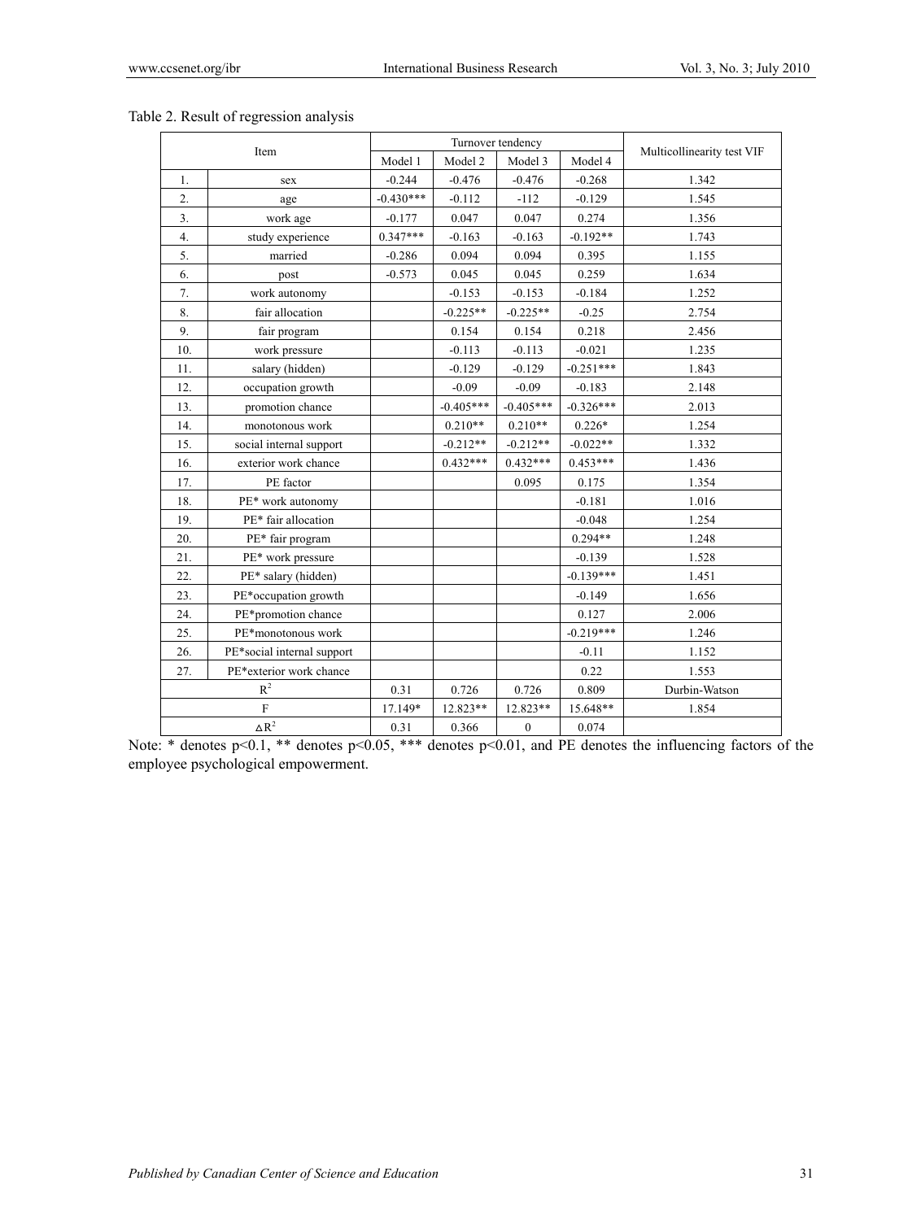Table 2. Result of regression analysis

| Item | | Turnover tendency | | | | Multicollinearity test VIF |
|---|---|---|---|---|---|---|
| | | Model 1 | Model 2 | Model 3 | Model 4 | |
| 1. | sex | -0.244 | -0.476 | -0.476 | -0.268 | 1.342 |
| 2. | age | -0.430*** | -0.112 | -112 | -0.129 | 1.545 |
| 3. | work age | -0.177 | 0.047 | 0.047 | 0.274 | 1.356 |
| 4. | study experience | 0.347*** | -0.163 | -0.163 | -0.192** | 1.743 |
| 5. | married | -0.286 | 0.094 | 0.094 | 0.395 | 1.155 |
| 6. | post | -0.573 | 0.045 | 0.045 | 0.259 | 1.634 |
| 7. | work autonomy | | -0.153 | -0.153 | -0.184 | 1.252 |
| 8. | fair allocation | | -0.225** | -0.225** | -0.25 | 2.754 |
| 9. | fair program | | 0.154 | 0.154 | 0.218 | 2.456 |
| 10. | work pressure | | -0.113 | -0.113 | -0.021 | 1.235 |
| 11. | salary (hidden) | | -0.129 | -0.129 | -0.251*** | 1.843 |
| 12. | occupation growth | | -0.09 | -0.09 | -0.183 | 2.148 |
| 13. | promotion chance | | -0.405*** | -0.405*** | -0.326*** | 2.013 |
| 14. | monotonous work | | 0.210** | 0.210** | 0.226* | 1.254 |
| 15. | social internal support | | -0.212** | -0.212** | -0.022** | 1.332 |
| 16. | exterior work chance | | 0.432*** | 0.432*** | 0.453*** | 1.436 |
| 17. | PE factor | | | 0.095 | 0.175 | 1.354 |
| 18. | PE* work autonomy | | | | -0.181 | 1.016 |
| 19. | PE* fair allocation | | | | -0.048 | 1.254 |
| 20. | PE* fair program | | | | 0.294** | 1.248 |
| 21. | PE* work pressure | | | | -0.139 | 1.528 |
| 22. | PE* salary (hidden) | | | | -0.139*** | 1.451 |
| 23. | PE*occupation growth | | | | -0.149 | 1.656 |
| 24. | PE*promotion chance | | | | 0.127 | 2.006 |
| 25. | PE*monotonous work | | | | -0.219*** | 1.246 |
| 26. | PE*social internal support | | | | -0.11 | 1.152 |
| 27. | PE*exterior work chance | | | | 0.22 | 1.553 |
| $R^2$ | | 0.31 | 0.726 | 0.726 | 0.809 | Durbin-Watson |
| F | | 17.149* | 12.823** | 12.823** | 15.648** | 1.854 |
| $\Delta R^2$ | | 0.31 | 0.366 | 0 | 0.074 | |

Note: * denotes $p<0.1$, ** denotes $p<0.05$, *** denotes $p<0.01$, and PE denotes the influencing factors of the employee psychological empowerment.